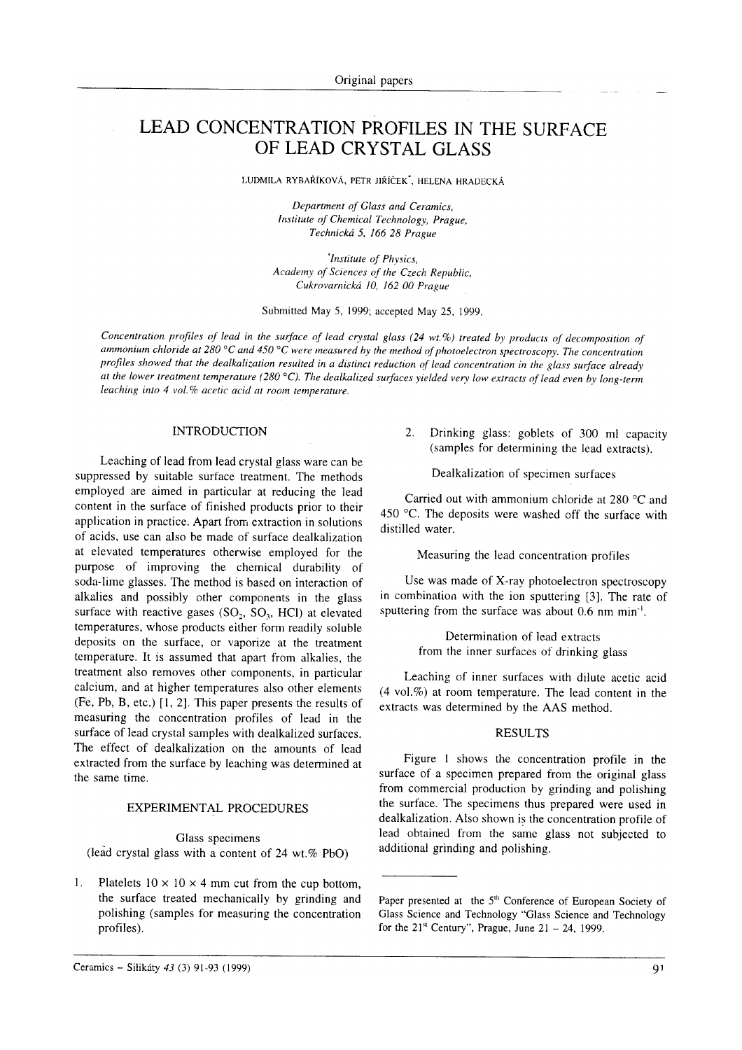Original papers

# LEAD CONCENTRATION PROFILES IN THE SURFACE OF LEAD CRYSTAL GLASS

LUDMILA RYBAŘÍKOVÁ, PETR JIŘÍČEK*, HELENA HRADECKÁ

*Department of Glass and Ceramics, Institute of Chemical Technology, Prague, Technická 5, 166 28 Prague*

*\*Institute of Physics, Academy of Sciences of the Czech Republic, Cukrovarnická 10, 162 00 Prague*

Submitted May 5, 1999; accepted May 25, 1999.

*Concentration profiles of lead in the surface of lead crystal glass (24 wt.%) treated by products of decomposition of ammonium chloride at 280 °C and 450 °C were measured by the method of photoelectron spectroscopy. The concentration profiles showed that the dealkalization resulted in a distinct reduction of lead concentration in the glass surface already at the lower treatment temperature (280 °C). The dealkalized surfaces yielded very low extracts of lead even by long-term leaching into 4 vol.% acetic acid at room temperature.*

## INTRODUCTION

Leaching of lead from lead crystal glass ware can be suppressed by suitable surface treatment. The methods employed are aimed in particular at reducing the lead content in the surface of finished products prior to their application in practice. Apart from extraction in solutions of acids, use can also be made of surface dealkalization at elevated temperatures otherwise employed for the purpose of improving the chemical durability of soda-lime glasses. The method is based on interaction of alkalies and possibly other components in the glass surface with reactive gases ($SO_2$, $SO_3$, HCl) at elevated temperatures, whose products either form readily soluble deposits on the surface, or vaporize at the treatment temperature. It is assumed that apart from alkalies, the treatment also removes other components, in particular calcium, and at higher temperatures also other elements (Fe, Pb, B, etc.) [1, 2]. This paper presents the results of measuring the concentration profiles of lead in the surface of lead crystal samples with dealkalized surfaces. The effect of dealkalization on the amounts of lead extracted from the surface by leaching was determined at the same time.

## EXPERIMENTAL PROCEDURES

### Glass specimens (lead crystal glass with a content of 24 wt.% PbO)

1. Platelets 10 × 10 × 4 mm cut from the cup bottom, the surface treated mechanically by grinding and polishing (samples for measuring the concentration profiles).
2. Drinking glass: goblets of 300 ml capacity (samples for determining the lead extracts).

### Dealkalization of specimen surfaces

Carried out with ammonium chloride at 280 °C and 450 °C. The deposits were washed off the surface with distilled water.

### Measuring the lead concentration profiles

Use was made of X-ray photoelectron spectroscopy in combination with the ion sputtering [3]. The rate of sputtering from the surface was about 0.6 nm $min^{-1}$.

### Determination of lead extracts from the inner surfaces of drinking glass

Leaching of inner surfaces with dilute acetic acid (4 vol.%) at room temperature. The lead content in the extracts was determined by the AAS method.

## RESULTS

Figure 1 shows the concentration profile in the surface of a specimen prepared from the original glass from commercial production by grinding and polishing the surface. The specimens thus prepared were used in dealkalization. Also shown is the concentration profile of lead obtained from the same glass not subjected to additional grinding and polishing.

---

Paper presented at the 5th Conference of European Society of Glass Science and Technology "Glass Science and Technology for the 21st Century", Prague, June 21 – 24, 1999.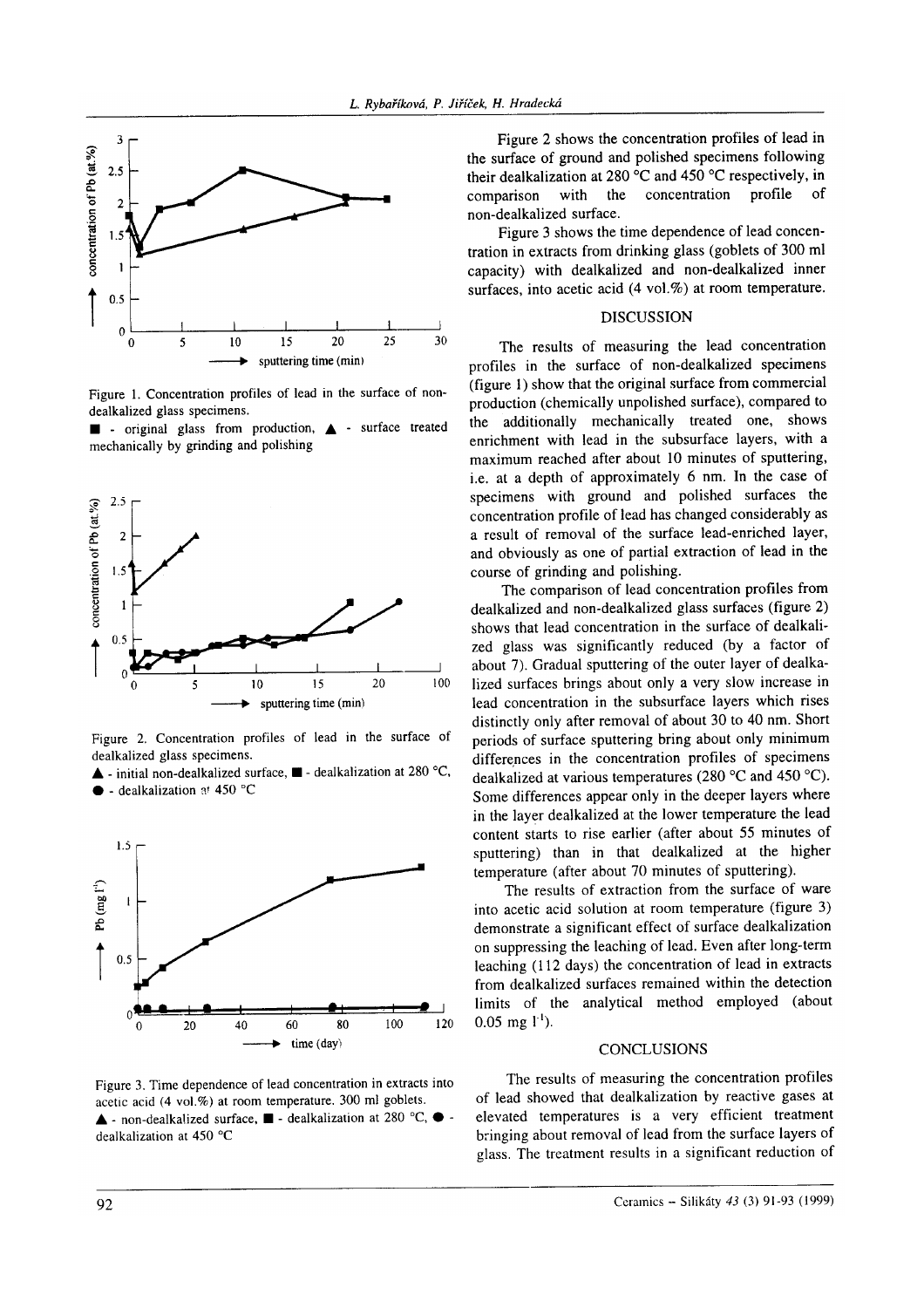Figure 1. Concentration profiles of lead in the surface of non-dealkalized glass specimens.
■ - original glass from production, ▲ - surface treated mechanically by grinding and polishing

Figure 2. Concentration profiles of lead in the surface of dealkalized glass specimens.
▲ - initial non-dealkalized surface, ■ - dealkalization at 280 °C, ● - dealkalization at 450 °C

Figure 3. Time dependence of lead concentration in extracts into acetic acid (4 vol.%) at room temperature. 300 ml goblets.
▲ - non-dealkalized surface, ■ - dealkalization at 280 °C, ● - dealkalization at 450 °C

Figure 2 shows the concentration profiles of lead in the surface of ground and polished specimens following their dealkalization at 280 °C and 450 °C respectively, in comparison with the concentration profile of non-dealkalized surface.

Figure 3 shows the time dependence of lead concentration in extracts from drinking glass (goblets of 300 ml capacity) with dealkalized and non-dealkalized inner surfaces, into acetic acid (4 vol.%) at room temperature.

## DISCUSSION

The results of measuring the lead concentration profiles in the surface of non-dealkalized specimens (figure 1) show that the original surface from commercial production (chemically unpolished surface), compared to the additionally mechanically treated one, shows enrichment with lead in the subsurface layers, with a maximum reached after about 10 minutes of sputtering, i.e. at a depth of approximately 6 nm. In the case of specimens with ground and polished surfaces the concentration profile of lead has changed considerably as a result of removal of the surface lead-enriched layer, and obviously as one of partial extraction of lead in the course of grinding and polishing.

The comparison of lead concentration profiles from dealkalized and non-dealkalized glass surfaces (figure 2) shows that lead concentration in the surface of dealkalized glass was significantly reduced (by a factor of about 7). Gradual sputtering of the outer layer of dealkalized surfaces brings about only a very slow increase in lead concentration in the subsurface layers which rises distinctly only after removal of about 30 to 40 nm. Short periods of surface sputtering bring about only minimum differences in the concentration profiles of specimens dealkalized at various temperatures (280 °C and 450 °C). Some differences appear only in the deeper layers where in the layer dealkalized at the lower temperature the lead content starts to rise earlier (after about 55 minutes of sputtering) than in that dealkalized at the higher temperature (after about 70 minutes of sputtering).

The results of extraction from the surface of ware into acetic acid solution at room temperature (figure 3) demonstrate a significant effect of surface dealkalization on suppressing the leaching of lead. Even after long-term leaching (112 days) the concentration of lead in extracts from dealkalized surfaces remained within the detection limits of the analytical method employed (about 0.05 mg $l^{-1}$).

## CONCLUSIONS

The results of measuring the concentration profiles of lead showed that dealkalization by reactive gases at elevated temperatures is a very efficient treatment bringing about removal of lead from the surface layers of glass. The treatment results in a significant reduction of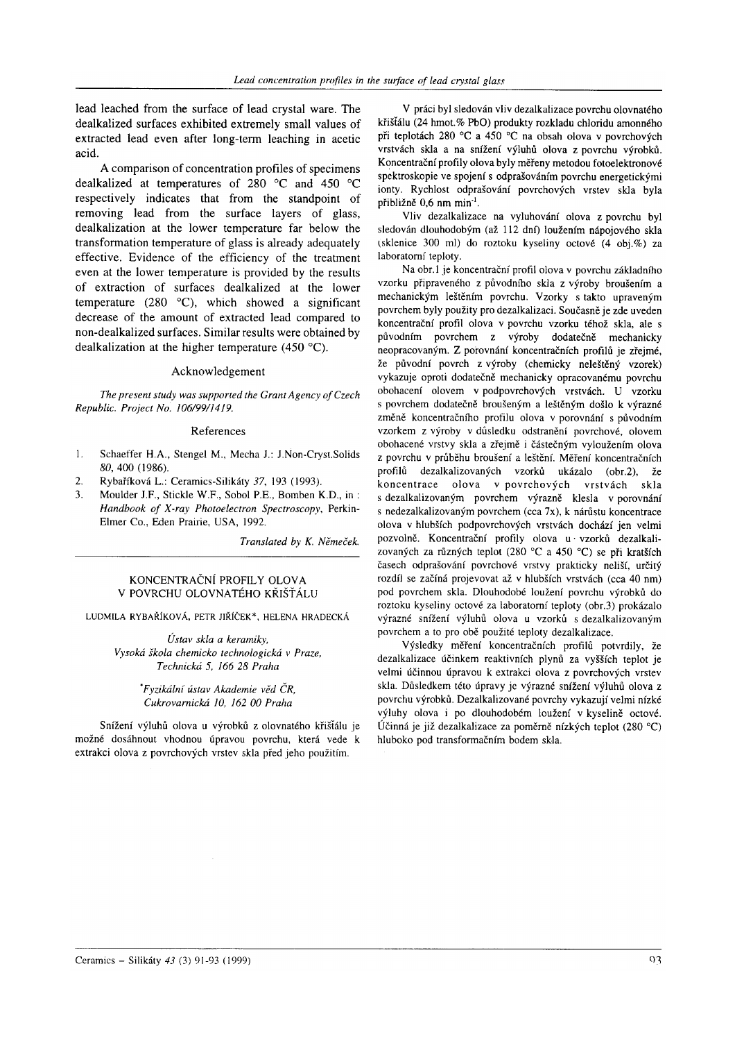lead leached from the surface of lead crystal ware. The dealkalized surfaces exhibited extremely small values of extracted lead even after long-term leaching in acetic acid.

A comparison of concentration profiles of specimens dealkalized at temperatures of 280 °C and 450 °C respectively indicates that from the standpoint of removing lead from the surface layers of glass, dealkalization at the lower temperature far below the transformation temperature of glass is already adequately effective. Evidence of the efficiency of the treatment even at the lower temperature is provided by the results of extraction of surfaces dealkalized at the lower temperature (280 °C), which showed a significant decrease of the amount of extracted lead compared to non-dealkalized surfaces. Similar results were obtained by dealkalization at the higher temperature (450 °C).

## Acknowledgement

*The present study was supported the Grant Agency of Czech Republic. Project No. 106/99/1419.*

## References

1. Schaeffer H.A., Stengel M., Mecha J.: J.Non-Cryst.Solids *80*, 400 (1986).
2. Rybaříková L.: Ceramics-Silikáty *37*, 193 (1993).
3. Moulder J.F., Stickle W.F., Sobol P.E., Bomben K.D., in : *Handbook of X-ray Photoelectron Spectroscopy*, Perkin-Elmer Co., Eden Prairie, USA, 1992.

*Translated by K. Němeček.*

# KONCENTRAČNÍ PROFILY OLOVA V POVRCHU OLOVNATÉHO KŘIŠŤÁLU

LUDMILA RYBAŘÍKOVÁ, PETR JIŘÍČEK*, HELENA HRADECKÁ

*Ústav skla a keramiky, Vysoká škola chemicko technologická v Praze, Technická 5, 166 28 Praha*

*\*Fyzikální ústav Akademie věd ČR, Cukrovarnická 10, 162 00 Praha*

Snížení výluhů olova u výrobků z olovnatého křišťálu je možné dosáhnout vhodnou úpravou povrchu, která vede k extrakci olova z povrchových vrstev skla před jeho použitím.

V práci byl sledován vliv dezalkalizace povrchu olovnatého křišťálu (24 hmot.% PbO) produkty rozkladu chloridu amonného při teplotách 280 °C a 450 °C na obsah olova v povrchových vrstvách skla a na snížení výluhů olova z povrchu výrobků. Koncentrační profily olova byly měřeny metodou fotoelektronové spektroskopie ve spojení s odprašováním povrchu energetickými ionty. Rychlost odprašování povrchových vrstev skla byla přibližně 0,6 nm min$^{-1}$.

Vliv dezalkalizace na vyluhování olova z povrchu byl sledován dlouhodobým (až 112 dní) loužením nápojového skla (sklenice 300 ml) do roztoku kyseliny octové (4 obj.%) za laboratorní teploty.

Na obr.1 je koncentrační profil olova v povrchu základního vzorku připraveného z původního skla z výroby broušením a mechanickým leštěním povrchu. Vzorky s takto upraveným povrchem byly použity pro dezalkalizaci. Současně je zde uveden koncentrační profil olova v povrchu vzorku téhož skla, ale s původním povrchem z výroby dodatečně mechanicky neopracovaným. Z porovnání koncentračních profilů je zřejmé, že původní povrch z výroby (chemicky neleštěný vzorek) vykazuje oproti dodatečně mechanicky opracovanému povrchu obohacení olovem v podpovrchových vrstvách. U vzorku s povrchem dodatečně broušeným a leštěným došlo k výrazné změně koncentračního profilu olova v porovnání s původním vzorkem z výroby v důsledku odstranění povrchové, olovem obohacené vrstvy skla a zřejmě i částečným vyloužením olova z povrchu v průběhu broušení a leštění. Měření koncentračních profilů dezalkalizovaných vzorků ukázalo (obr.2), že koncentrace olova v povrchových vrstvách skla s dezalkalizovaným povrchem výrazně klesla v porovnání s nedezalkalizovaným povrchem (cca 7x), k nárůstu koncentrace olova v hlubších podpovrchových vrstvách dochází jen velmi pozvolně. Koncentrační profily olova u vzorků dezalkalizovaných za různých teplot (280 °C a 450 °C) se při kratších časech odprašování povrchové vrstvy prakticky neliší, určitý rozdíl se začíná projevovat až v hlubších vrstvách (cca 40 nm) pod povrchem skla. Dlouhodobé loužení povrchu výrobků do roztoku kyseliny octové za laboratorní teploty (obr.3) prokázalo výrazné snížení výluhů olova u vzorků s dezalkalizovaným povrchem a to pro obě použité teploty dezalkalizace.

Výsledky měření koncentračních profilů potvrdily, že dezalkalizace účinkem reaktivních plynů za vyšších teplot je velmi účinnou úpravou k extrakci olova z povrchových vrstev skla. Důsledkem této úpravy je výrazné snížení výluhů olova z povrchu výrobků. Dezalkalizované povrchy vykazují velmi nízké výluhy olova i po dlouhodobém loužení v kyselině octové. Účinná je již dezalkalizace za poměrně nízkých teplot (280 °C) hluboko pod transformačním bodem skla.